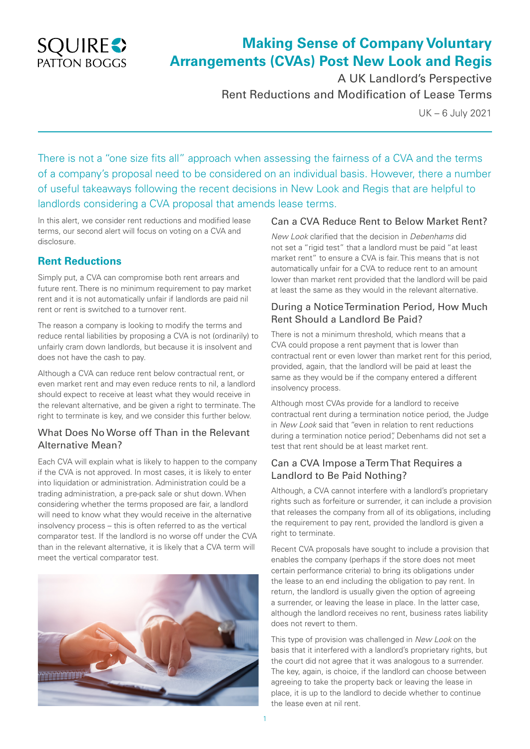# Making Sense of Company Voluntary Arrangements (CVAs) Post New Look and Regis

A UK Landlord's Perspective

Rent Reductions and Modification of Lease Terms

UK – 6 July 2021

There is not a "one size fits all" approach when assessing the fairness of a CVA and the terms of a company's proposal need to be considered on an individual basis. However, there a number of useful takeaways following the recent decisions in New Look and Regis that are helpful to landlords considering a CVA proposal that amends lease terms.

In this alert, we consider rent reductions and modified lease terms, our second alert will focus on voting on a CVA and disclosure.

## Rent Reductions

Simply put, a CVA can compromise both rent arrears and future rent. There is no minimum requirement to pay market rent and it is not automatically unfair if landlords are paid nil rent or rent is switched to a turnover rent.

The reason a company is looking to modify the terms and reduce rental liabilities by proposing a CVA is not (ordinarily) to unfairly cram down landlords, but because it is insolvent and does not have the cash to pay.

Although a CVA can reduce rent below contractual rent, or even market rent and may even reduce rents to nil, a landlord should expect to receive at least what they would receive in the relevant alternative, and be given a right to terminate. The right to terminate is key, and we consider this further below.

### What Does No Worse off Than in the Relevant Alternative Mean?

Each CVA will explain what is likely to happen to the company if the CVA is not approved. In most cases, it is likely to enter into liquidation or administration. Administration could be a trading administration, a pre-pack sale or shut down. When considering whether the terms proposed are fair, a landlord will need to know what they would receive in the alternative insolvency process – this is often referred to as the vertical comparator test. If the landlord is no worse off under the CVA than in the relevant alternative, it is likely that a CVA term will meet the vertical comparator test.

### Can a CVA Reduce Rent to Below Market Rent?

*New Look* clarified that the decision in *Debenhams* did not set a "rigid test" that a landlord must be paid "at least market rent" to ensure a CVA is fair. This means that is not automatically unfair for a CVA to reduce rent to an amount lower than market rent provided that the landlord will be paid at least the same as they would in the relevant alternative.

### During a Notice Termination Period, How Much Rent Should a Landlord Be Paid?

There is not a minimum threshold, which means that a CVA could propose a rent payment that is lower than contractual rent or even lower than market rent for this period, provided, again, that the landlord will be paid at least the same as they would be if the company entered a different insolvency process.

Although most CVAs provide for a landlord to receive contractual rent during a termination notice period, the Judge in *New Look* said that "even in relation to rent reductions during a termination notice period", Debenhams did not set a test that rent should be at least market rent.

### Can a CVA Impose a Term That Requires a Landlord to Be Paid Nothing?

Although, a CVA cannot interfere with a landlord's proprietary rights such as forfeiture or surrender, it can include a provision that releases the company from all of its obligations, including the requirement to pay rent, provided the landlord is given a right to terminate.

Recent CVA proposals have sought to include a provision that enables the company (perhaps if the store does not meet certain performance criteria) to bring its obligations under the lease to an end including the obligation to pay rent. In return, the landlord is usually given the option of agreeing a surrender, or leaving the lease in place. In the latter case, although the landlord receives no rent, business rates liability does not revert to them.

This type of provision was challenged in *New Look* on the basis that it interfered with a landlord's proprietary rights, but the court did not agree that it was analogous to a surrender. The key, again, is choice, if the landlord can choose between agreeing to take the property back or leaving the lease in place, it is up to the landlord to decide whether to continue the lease even at nil rent.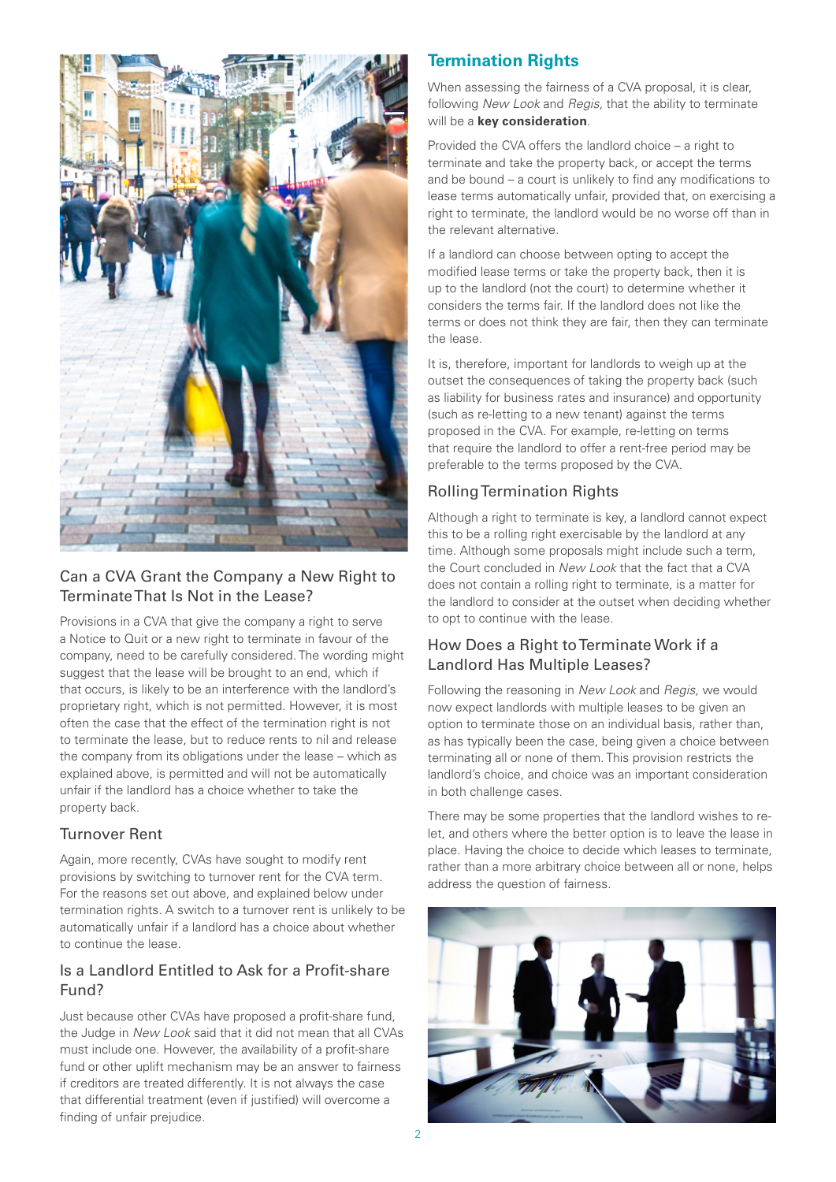### Can a CVA Grant the Company a New Right to Terminate That Is Not in the Lease?

Provisions in a CVA that give the company a right to serve a Notice to Quit or a new right to terminate in favour of the company, need to be carefully considered. The wording might suggest that the lease will be brought to an end, which if that occurs, is likely to be an interference with the landlord's proprietary right, which is not permitted. However, it is most often the case that the effect of the termination right is not to terminate the lease, but to reduce rents to nil and release the company from its obligations under the lease – which as explained above, is permitted and will not be automatically unfair if the landlord has a choice whether to take the property back.

### Turnover Rent

Again, more recently, CVAs have sought to modify rent provisions by switching to turnover rent for the CVA term. For the reasons set out above, and explained below under termination rights. A switch to a turnover rent is unlikely to be automatically unfair if a landlord has a choice about whether to continue the lease.

### Is a Landlord Entitled to Ask for a Profit-share Fund?

Just because other CVAs have proposed a profit-share fund, the Judge in *New Look* said that it did not mean that all CVAs must include one. However, the availability of a profit-share fund or other uplift mechanism may be an answer to fairness if creditors are treated differently. It is not always the case that differential treatment (even if justified) will overcome a finding of unfair prejudice.

## Termination Rights

When assessing the fairness of a CVA proposal, it is clear, following *New Look* and *Regis,* that the ability to terminate will be a **key consideration**.

Provided the CVA offers the landlord choice – a right to terminate and take the property back, or accept the terms and be bound – a court is unlikely to find any modifications to lease terms automatically unfair, provided that, on exercising a right to terminate, the landlord would be no worse off than in the relevant alternative.

If a landlord can choose between opting to accept the modified lease terms or take the property back, then it is up to the landlord (not the court) to determine whether it considers the terms fair. If the landlord does not like the terms or does not think they are fair, then they can terminate the lease.

It is, therefore, important for landlords to weigh up at the outset the consequences of taking the property back (such as liability for business rates and insurance) and opportunity (such as re-letting to a new tenant) against the terms proposed in the CVA. For example, re-letting on terms that require the landlord to offer a rent-free period may be preferable to the terms proposed by the CVA.

### Rolling Termination Rights

Although a right to terminate is key, a landlord cannot expect this to be a rolling right exercisable by the landlord at any time. Although some proposals might include such a term, the Court concluded in *New Look* that the fact that a CVA does not contain a rolling right to terminate, is a matter for the landlord to consider at the outset when deciding whether to opt to continue with the lease.

### How Does a Right to Terminate Work if a Landlord Has Multiple Leases?

Following the reasoning in *New Look* and *Regis,* we would now expect landlords with multiple leases to be given an option to terminate those on an individual basis, rather than, as has typically been the case, being given a choice between terminating all or none of them. This provision restricts the landlord's choice, and choice was an important consideration in both challenge cases.

There may be some properties that the landlord wishes to re-let, and others where the better option is to leave the lease in place. Having the choice to decide which leases to terminate, rather than a more arbitrary choice between all or none, helps address the question of fairness.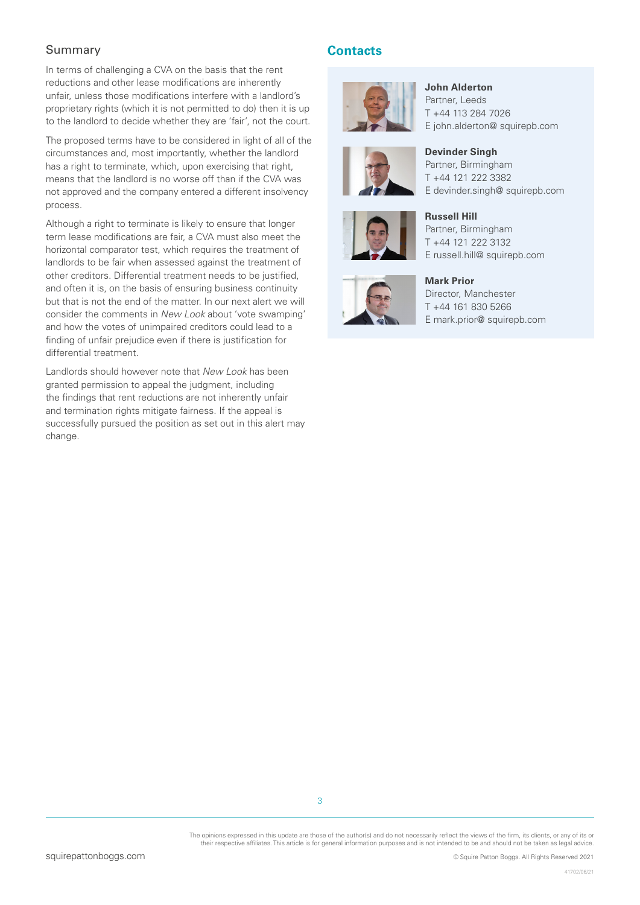## Summary

In terms of challenging a CVA on the basis that the rent reductions and other lease modifications are inherently unfair, unless those modifications interfere with a landlord's proprietary rights (which it is not permitted to do) then it is up to the landlord to decide whether they are 'fair', not the court.

The proposed terms have to be considered in light of all of the circumstances and, most importantly, whether the landlord has a right to terminate, which, upon exercising that right, means that the landlord is no worse off than if the CVA was not approved and the company entered a different insolvency process.

Although a right to terminate is likely to ensure that longer term lease modifications are fair, a CVA must also meet the horizontal comparator test, which requires the treatment of landlords to be fair when assessed against the treatment of other creditors. Differential treatment needs to be justified, and often it is, on the basis of ensuring business continuity but that is not the end of the matter. In our next alert we will consider the comments in *New Look* about 'vote swamping' and how the votes of unimpaired creditors could lead to a finding of unfair prejudice even if there is justification for differential treatment.

Landlords should however note that *New Look* has been granted permission to appeal the judgment, including the findings that rent reductions are not inherently unfair and termination rights mitigate fairness. If the appeal is successfully pursued the position as set out in this alert may change.

## Contacts

**John Alderton**
Partner, Leeds
T +44 113 284 7026
E john.alderton@ squirepb.com

**Devinder Singh**
Partner, Birmingham
T +44 121 222 3382
E devinder.singh@ squirepb.com

**Russell Hill**
Partner, Birmingham
T +44 121 222 3132
E russell.hill@ squirepb.com

**Mark Prior**
Director, Manchester
T +44 161 830 5266
E mark.prior@ squirepb.com

The opinions expressed in this update are those of the author(s) and do not necessarily reflect the views of the firm, its clients, or any of its or their respective affiliates. This article is for general information purposes and is not intended to be and should not be taken as legal advice.

squirepattonboggs.com

© Squire Patton Boggs. All Rights Reserved 2021

41702/06/21